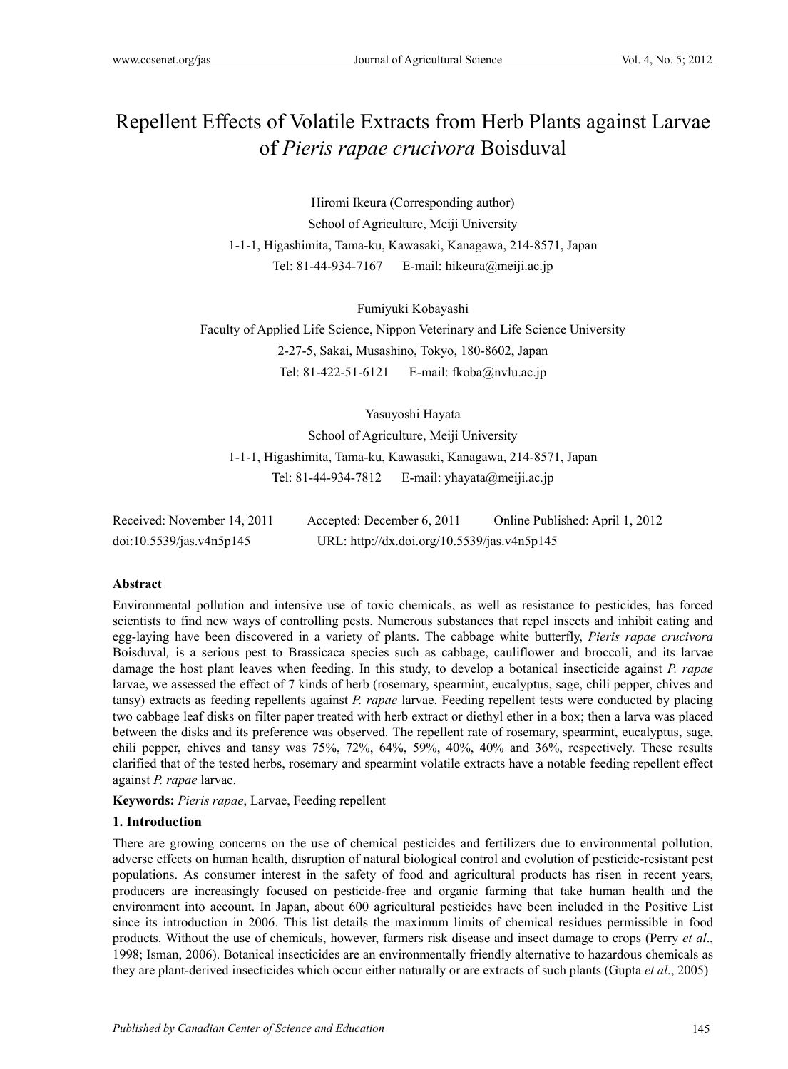# Repellent Effects of Volatile Extracts from Herb Plants against Larvae of *Pieris rapae crucivora* Boisduval

Hiromi Ikeura (Corresponding author)

School of Agriculture, Meiji University

1-1-1, Higashimita, Tama-ku, Kawasaki, Kanagawa, 214-8571, Japan

Tel: 81-44-934-7167 E-mail: hikeura@meiji.ac.jp

Fumiyuki Kobayashi

Faculty of Applied Life Science, Nippon Veterinary and Life Science University

2-27-5, Sakai, Musashino, Tokyo, 180-8602, Japan

Tel: 81-422-51-6121 E-mail: fkoba@nvlu.ac.jp

Yasuyoshi Hayata

School of Agriculture, Meiji University

1-1-1, Higashimita, Tama-ku, Kawasaki, Kanagawa, 214-8571, Japan

Tel: 81-44-934-7812 E-mail: yhayata@meiji.ac.jp

Received: November 14, 2011 Accepted: December 6, 2011 Online Published: April 1, 2012

doi:10.5539/jas.v4n5p145 URL: http://dx.doi.org/10.5539/jas.v4n5p145

**Abstract**

Environmental pollution and intensive use of toxic chemicals, as well as resistance to pesticides, has forced scientists to find new ways of controlling pests. Numerous substances that repel insects and inhibit eating and egg-laying have been discovered in a variety of plants. The cabbage white butterfly, *Pieris rapae crucivora* Boisduval*,* is a serious pest to Brassicaca species such as cabbage, cauliflower and broccoli, and its larvae damage the host plant leaves when feeding. In this study, to develop a botanical insecticide against *P. rapae* larvae, we assessed the effect of 7 kinds of herb (rosemary, spearmint, eucalyptus, sage, chili pepper, chives and tansy) extracts as feeding repellents against *P. rapae* larvae. Feeding repellent tests were conducted by placing two cabbage leaf disks on filter paper treated with herb extract or diethyl ether in a box; then a larva was placed between the disks and its preference was observed. The repellent rate of rosemary, spearmint, eucalyptus, sage, chili pepper, chives and tansy was 75%, 72%, 64%, 59%, 40%, 40% and 36%, respectively. These results clarified that of the tested herbs, rosemary and spearmint volatile extracts have a notable feeding repellent effect against *P. rapae* larvae.

**Keywords:** *Pieris rapae*, Larvae, Feeding repellent

## 1. Introduction

There are growing concerns on the use of chemical pesticides and fertilizers due to environmental pollution, adverse effects on human health, disruption of natural biological control and evolution of pesticide-resistant pest populations. As consumer interest in the safety of food and agricultural products has risen in recent years, producers are increasingly focused on pesticide-free and organic farming that take human health and the environment into account. In Japan, about 600 agricultural pesticides have been included in the Positive List since its introduction in 2006. This list details the maximum limits of chemical residues permissible in food products. Without the use of chemicals, however, farmers risk disease and insect damage to crops (Perry *et al*., 1998; Isman, 2006). Botanical insecticides are an environmentally friendly alternative to hazardous chemicals as they are plant-derived insecticides which occur either naturally or are extracts of such plants (Gupta *et al*., 2005)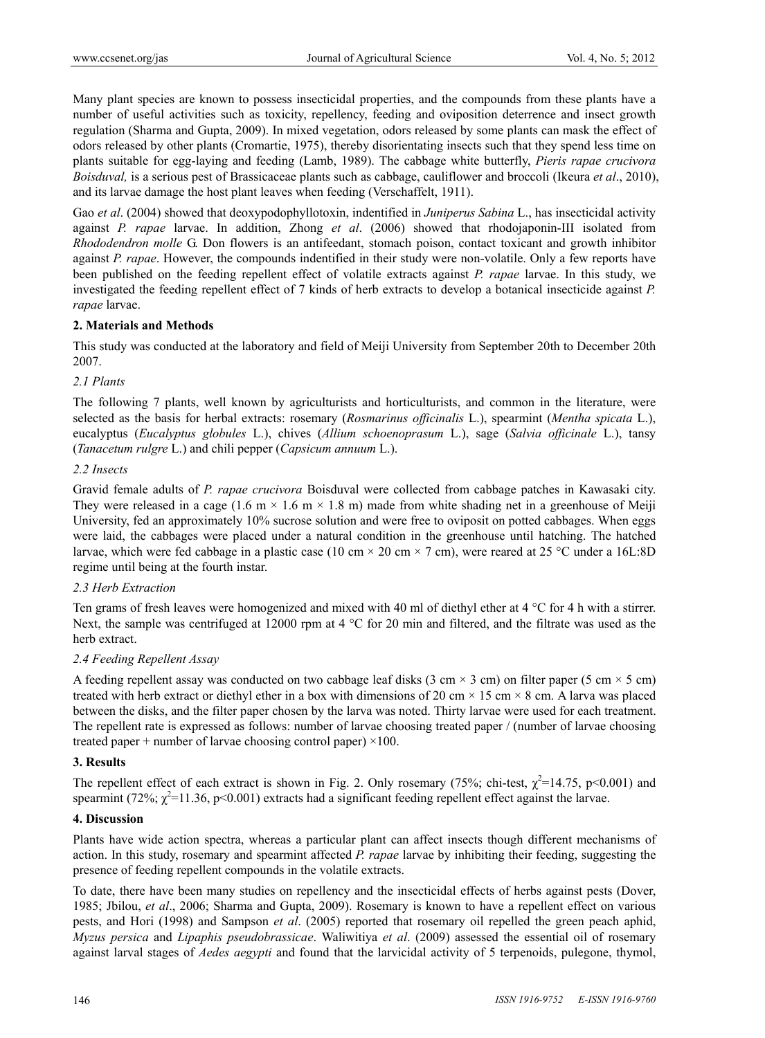Many plant species are known to possess insecticidal properties, and the compounds from these plants have a number of useful activities such as toxicity, repellency, feeding and oviposition deterrence and insect growth regulation (Sharma and Gupta, 2009). In mixed vegetation, odors released by some plants can mask the effect of odors released by other plants (Cromartie, 1975), thereby disorientating insects such that they spend less time on plants suitable for egg-laying and feeding (Lamb, 1989). The cabbage white butterfly, *Pieris rapae crucivora Boisduval,* is a serious pest of Brassicaceae plants such as cabbage, cauliflower and broccoli (Ikeura *et al*., 2010), and its larvae damage the host plant leaves when feeding (Verschaffelt, 1911).

Gao *et al*. (2004) showed that deoxypodophyllotoxin, indentified in *Juniperus Sabina* L., has insecticidal activity against *P. rapae* larvae. In addition, Zhong *et al*. (2006) showed that rhodojaponin-III isolated from *Rhododendron molle* G. Don flowers is an antifeedant, stomach poison, contact toxicant and growth inhibitor against *P. rapae*. However, the compounds indentified in their study were non-volatile. Only a few reports have been published on the feeding repellent effect of volatile extracts against *P. rapae* larvae. In this study, we investigated the feeding repellent effect of 7 kinds of herb extracts to develop a botanical insecticide against *P. rapae* larvae.

## 2. Materials and Methods

This study was conducted at the laboratory and field of Meiji University from September 20th to December 20th 2007.

### 2.1 Plants

The following 7 plants, well known by agriculturists and horticulturists, and common in the literature, were selected as the basis for herbal extracts: rosemary (*Rosmarinus officinalis* L.), spearmint (*Mentha spicata* L.), eucalyptus (*Eucalyptus globules* L.), chives (*Allium schoenoprasum* L.), sage (*Salvia officinale* L.), tansy (*Tanacetum rulgre* L.) and chili pepper (*Capsicum annuum* L.).

### 2.2 Insects

Gravid female adults of *P. rapae crucivora* Boisduval were collected from cabbage patches in Kawasaki city. They were released in a cage (1.6 m × 1.6 m × 1.8 m) made from white shading net in a greenhouse of Meiji University, fed an approximately 10% sucrose solution and were free to oviposit on potted cabbages. When eggs were laid, the cabbages were placed under a natural condition in the greenhouse until hatching. The hatched larvae, which were fed cabbage in a plastic case (10 cm × 20 cm × 7 cm), were reared at 25 °C under a 16L:8D regime until being at the fourth instar.

### 2.3 Herb Extraction

Ten grams of fresh leaves were homogenized and mixed with 40 ml of diethyl ether at 4 °C for 4 h with a stirrer. Next, the sample was centrifuged at 12000 rpm at 4 °C for 20 min and filtered, and the filtrate was used as the herb extract.

### 2.4 Feeding Repellent Assay

A feeding repellent assay was conducted on two cabbage leaf disks (3 cm × 3 cm) on filter paper (5 cm × 5 cm) treated with herb extract or diethyl ether in a box with dimensions of 20 cm × 15 cm × 8 cm. A larva was placed between the disks, and the filter paper chosen by the larva was noted. Thirty larvae were used for each treatment. The repellent rate is expressed as follows: number of larvae choosing treated paper / (number of larvae choosing treated paper + number of larvae choosing control paper) ×100.

## 3. Results

The repellent effect of each extract is shown in Fig. 2. Only rosemary (75%; chi-test, $\chi^2$=14.75, p<0.001) and spearmint (72%; $\chi^2$=11.36, p<0.001) extracts had a significant feeding repellent effect against the larvae.

## 4. Discussion

Plants have wide action spectra, whereas a particular plant can affect insects though different mechanisms of action. In this study, rosemary and spearmint affected *P. rapae* larvae by inhibiting their feeding, suggesting the presence of feeding repellent compounds in the volatile extracts.

To date, there have been many studies on repellency and the insecticidal effects of herbs against pests (Dover, 1985; Jbilou, *et al*., 2006; Sharma and Gupta, 2009). Rosemary is known to have a repellent effect on various pests, and Hori (1998) and Sampson *et al*. (2005) reported that rosemary oil repelled the green peach aphid, *Myzus persica* and *Lipaphis pseudobrassicae*. Waliwitiya *et al*. (2009) assessed the essential oil of rosemary against larval stages of *Aedes aegypti* and found that the larvicidal activity of 5 terpenoids, pulegone, thymol,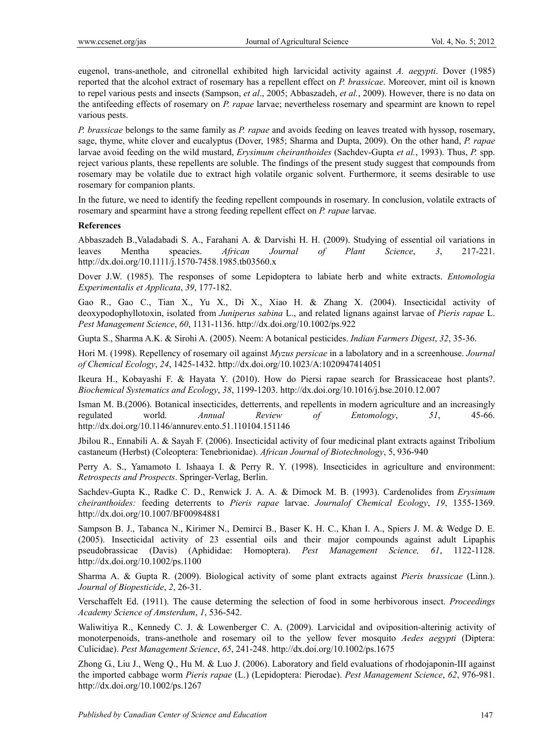eugenol, trans-anethole, and citronellal exhibited high larvicidal activity against *A. aegypti*. Dover (1985) reported that the alcohol extract of rosemary has a repellent effect on *P. brassicae*. Moreover, mint oil is known to repel various pests and insects (Sampson, *et al*., 2005; Abbaszadeh, *et al.*, 2009). However, there is no data on the antifeeding effects of rosemary on *P. rapae* larvae; nevertheless rosemary and spearmint are known to repel various pests.

*P. brassicae* belongs to the same family as *P. rapae* and avoids feeding on leaves treated with hyssop, rosemary, sage, thyme, white clover and eucalyptus (Dover, 1985; Sharma and Dupta, 2009). On the other hand, *P. rapae* larvae avoid feeding on the wild mustard, *Erysimum cheiranthoides* (Sachdev-Gupta *et al.*, 1993). Thus, *P.* spp. reject various plants, these repellents are soluble. The findings of the present study suggest that compounds from rosemary may be volatile due to extract high volatile organic solvent. Furthermore, it seems desirable to use rosemary for companion plants.

In the future, we need to identify the feeding repellent compounds in rosemary. In conclusion, volatile extracts of rosemary and spearmint have a strong feeding repellent effect on *P. rapae* larvae.

## References

Abbaszadeh B.,Valadabadi S. A., Farahani A. & Darvishi H. H. (2009). Studying of essential oil variations in leaves Mentha speacies. *African Journal of Plant Science*, *3*, 217-221. http://dx.doi.org/10.1111/j.1570-7458.1985.tb03560.x

Dover J.W. (1985). The responses of some Lepidoptera to labiate herb and white extracts. *Entomologia Experimentalis et Applicata*, *39*, 177-182.

Gao R., Gao C., Tian X., Yu X., Di X., Xiao H. & Zhang X. (2004). Insecticidal activity of deoxypodophyllotoxin, isolated from *Juniperus sabina* L., and related lignans against larvae of *Pieris rapae* L. *Pest Management Science*, *60*, 1131-1136. http://dx.doi.org/10.1002/ps.922

Gupta S., Sharma A.K. & Sirohi A. (2005). Neem: A botanical pesticides. *Indian Farmers Digest*, *32*, 35-36.

Hori M. (1998). Repellency of rosemary oil against *Myzus persicae* in a labolatory and in a screenhouse. *Journal of Chemical Ecology*, *24*, 1425-1432. http://dx.doi.org/10.1023/A:1020947414051

Ikeura H., Kobayashi F. & Hayata Y. (2010). How do Piersi rapae search for Brassicaceae host plants?. *Biochemical Systematics and Ecology*, *38*, 1199-1203. http://dx.doi.org/10.1016/j.bse.2010.12.007

Isman M. B.(2006). Botanical insecticides, detterrents, and repellents in modern agriculture and an increasingly regulated world. *Annual Review of Entomology*, *51*, 45-66. http://dx.doi.org/10.1146/annurev.ento.51.110104.151146

Jbilou R., Ennabili A. & Sayah F. (2006). Insecticidal activity of four medicinal plant extracts against Tribolium castaneum (Herbst) (Coleoptera: Tenebrionidae). *African Journal of Biotechnology*, 5, 936-940

Perry A. S., Yamamoto I. Ishaaya I. & Perry R. Y. (1998). Insecticides in agriculture and environment: *Retrospects and Prospects*. Springer-Verlag, Berlin.

Sachdev-Gupta K., Radke C. D., Renwick J. A. A. & Dimock M. B. (1993). Cardenolides from *Erysimum cheiranthoides:* feeding deterrents to *Pieris rapae* larvae. *Journalof Chemical Ecology*, *19*, 1355-1369. http://dx.doi.org/10.1007/BF00984881

Sampson B. J., Tabanca N., Kirimer N., Demirci B., Baser K. H. C., Khan I. A., Spiers J. M. & Wedge D. E. (2005). Insecticidal activity of 23 essential oils and their major compounds against adult Lipaphis pseudobrassicae (Davis) (Aphididae: Homoptera). *Pest Management Science, 61*, 1122-1128. http://dx.doi.org/10.1002/ps.1100

Sharma A. & Gupta R. (2009). Biological activity of some plant extracts against *Pieris brassicae* (Linn.). *Journal of Biopesticide*, *2*, 26-31.

Verschaffelt Ed. (1911). The cause determing the selection of food in some herbivorous insect. *Proceedings Academy Science of Amsterdum*, *1*, 536-542.

Waliwitiya R., Kennedy C. J. & Lowenberger C. A. (2009). Larvicidal and oviposition-alterinig activity of monoterpenoids, trans-anethole and rosemary oil to the yellow fever mosquito *Aedes aegypti* (Diptera: Culicidae). *Pest Management Science*, *65*, 241-248. http://dx.doi.org/10.1002/ps.1675

Zhong G., Liu J., Weng Q., Hu M. & Luo J. (2006). Laboratory and field evaluations of rhodojaponin-III against the imported cabbage worm *Pieris rapae* (L.) (Lepidoptera: Pierodae). *Pest Management Science*, *62*, 976-981. http://dx.doi.org/10.1002/ps.1267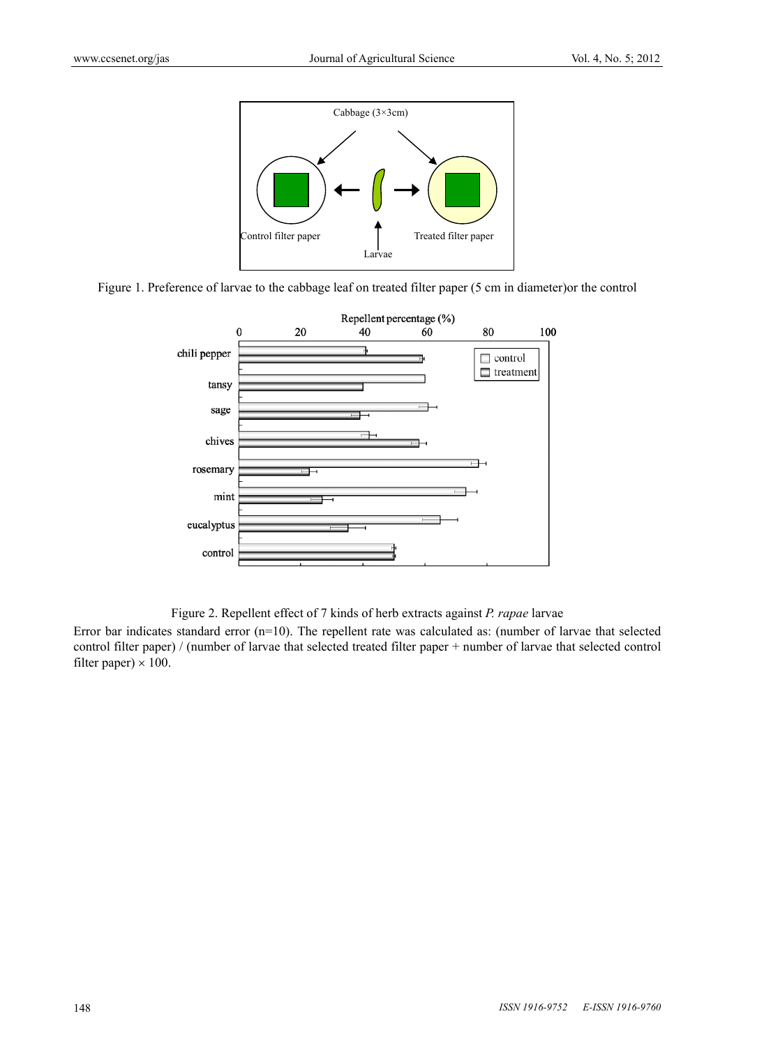Cabbage (3×3cm)

Control filter paper

Larvae

Treated filter paper

Figure 1. Preference of larvae to the cabbage leaf on treated filter paper (5 cm in diameter)or the control

Repellent percentage (%)

0 20 40 60 80 100

chili pepper

tansy

sage

chives

rosemary

mint

eucalyptus

control

control

treatment

Figure 2. Repellent effect of 7 kinds of herb extracts against *P. rapae* larvae

Error bar indicates standard error (n=10). The repellent rate was calculated as: (number of larvae that selected control filter paper) / (number of larvae that selected treated filter paper + number of larvae that selected control filter paper) × 100.